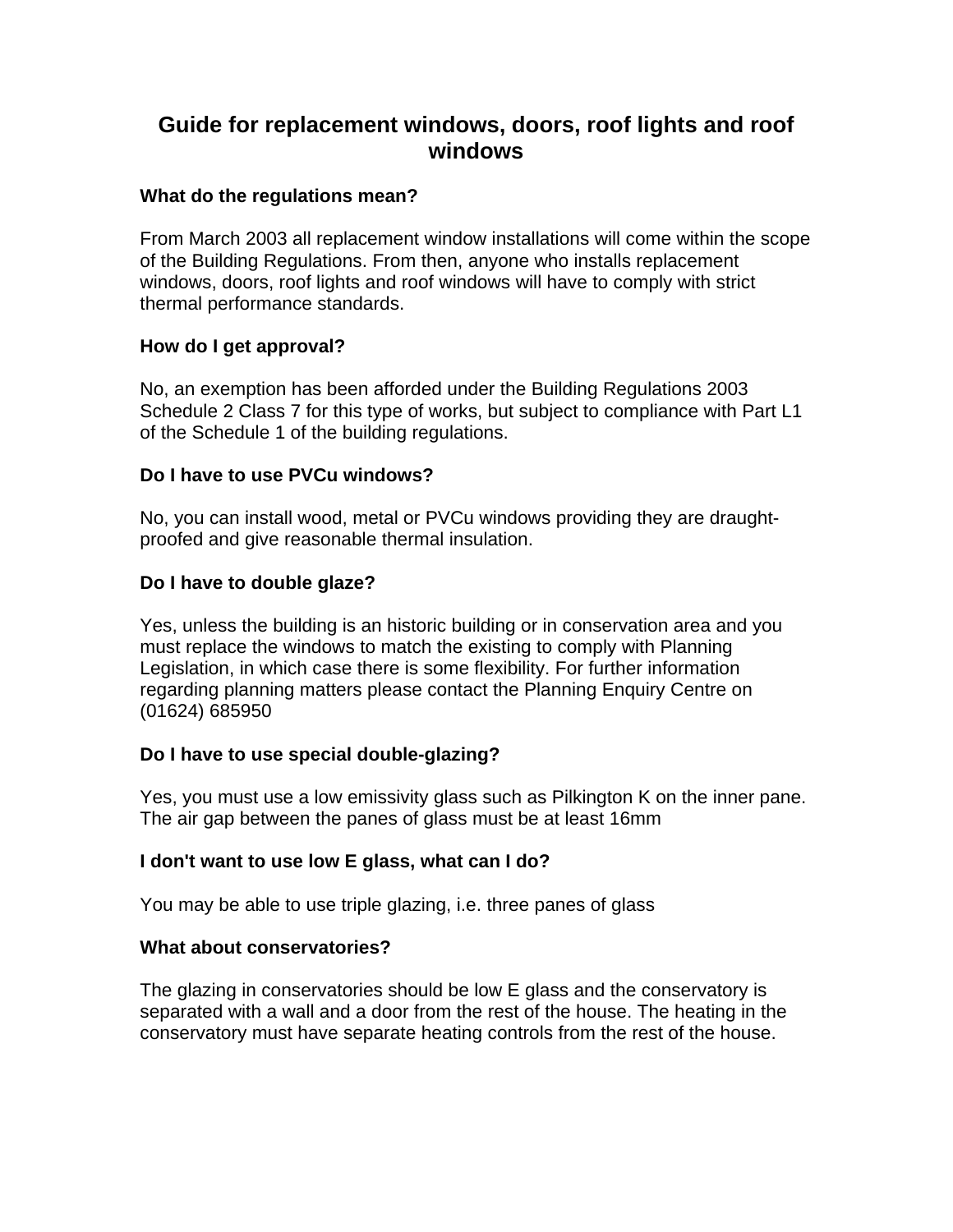# Guide for replacement windows, doors, roof lights and roof windows

**What do the regulations mean?**

From March 2003 all replacement window installations will come within the scope of the Building Regulations. From then, anyone who installs replacement windows, doors, roof lights and roof windows will have to comply with strict thermal performance standards.

**How do I get approval?**

No, an exemption has been afforded under the Building Regulations 2003 Schedule 2 Class 7 for this type of works, but subject to compliance with Part L1 of the Schedule 1 of the building regulations.

**Do I have to use PVCu windows?**

No, you can install wood, metal or PVCu windows providing they are draught-proofed and give reasonable thermal insulation.

**Do I have to double glaze?**

Yes, unless the building is an historic building or in conservation area and you must replace the windows to match the existing to comply with Planning Legislation, in which case there is some flexibility. For further information regarding planning matters please contact the Planning Enquiry Centre on (01624) 685950

**Do I have to use special double-glazing?**

Yes, you must use a low emissivity glass such as Pilkington K on the inner pane. The air gap between the panes of glass must be at least 16mm

**I don't want to use low E glass, what can I do?**

You may be able to use triple glazing, i.e. three panes of glass

**What about conservatories?**

The glazing in conservatories should be low E glass and the conservatory is separated with a wall and a door from the rest of the house. The heating in the conservatory must have separate heating controls from the rest of the house.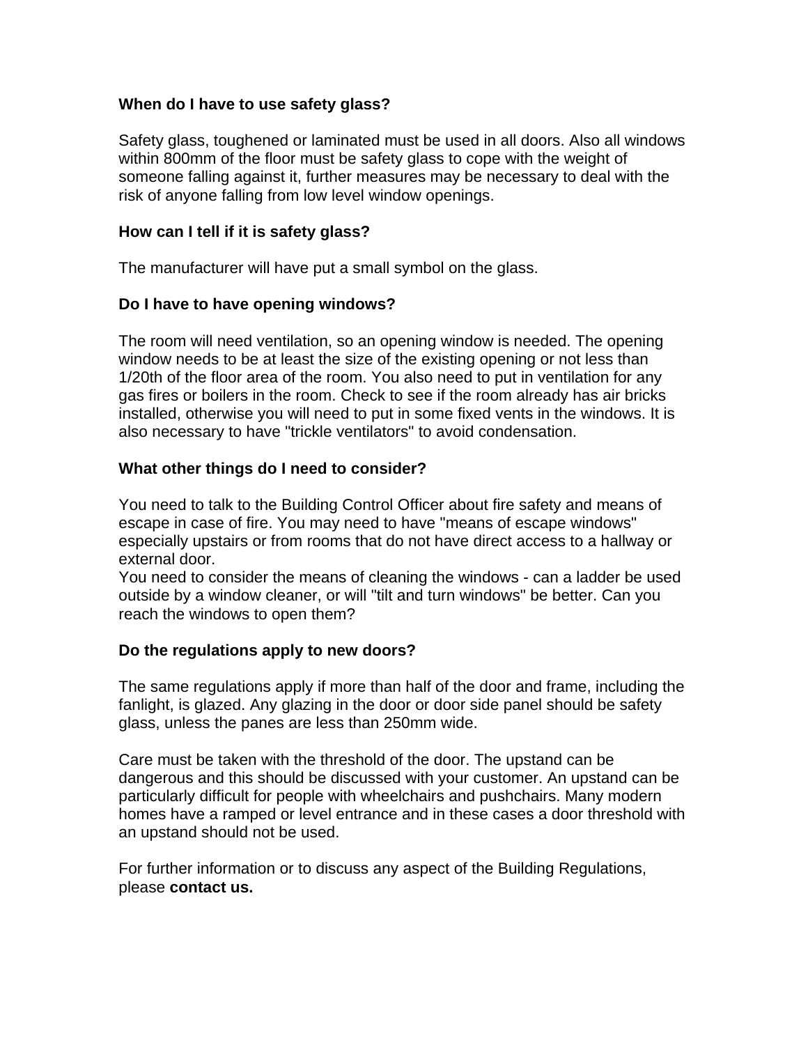**When do I have to use safety glass?**

Safety glass, toughened or laminated must be used in all doors. Also all windows within 800mm of the floor must be safety glass to cope with the weight of someone falling against it, further measures may be necessary to deal with the risk of anyone falling from low level window openings.

**How can I tell if it is safety glass?**

The manufacturer will have put a small symbol on the glass.

**Do I have to have opening windows?**

The room will need ventilation, so an opening window is needed. The opening window needs to be at least the size of the existing opening or not less than 1/20th of the floor area of the room. You also need to put in ventilation for any gas fires or boilers in the room. Check to see if the room already has air bricks installed, otherwise you will need to put in some fixed vents in the windows. It is also necessary to have "trickle ventilators" to avoid condensation.

**What other things do I need to consider?**

You need to talk to the Building Control Officer about fire safety and means of escape in case of fire. You may need to have "means of escape windows" especially upstairs or from rooms that do not have direct access to a hallway or external door.
You need to consider the means of cleaning the windows - can a ladder be used outside by a window cleaner, or will "tilt and turn windows" be better. Can you reach the windows to open them?

**Do the regulations apply to new doors?**

The same regulations apply if more than half of the door and frame, including the fanlight, is glazed. Any glazing in the door or door side panel should be safety glass, unless the panes are less than 250mm wide.

Care must be taken with the threshold of the door. The upstand can be dangerous and this should be discussed with your customer. An upstand can be particularly difficult for people with wheelchairs and pushchairs. Many modern homes have a ramped or level entrance and in these cases a door threshold with an upstand should not be used.

For further information or to discuss any aspect of the Building Regulations, please **contact us.**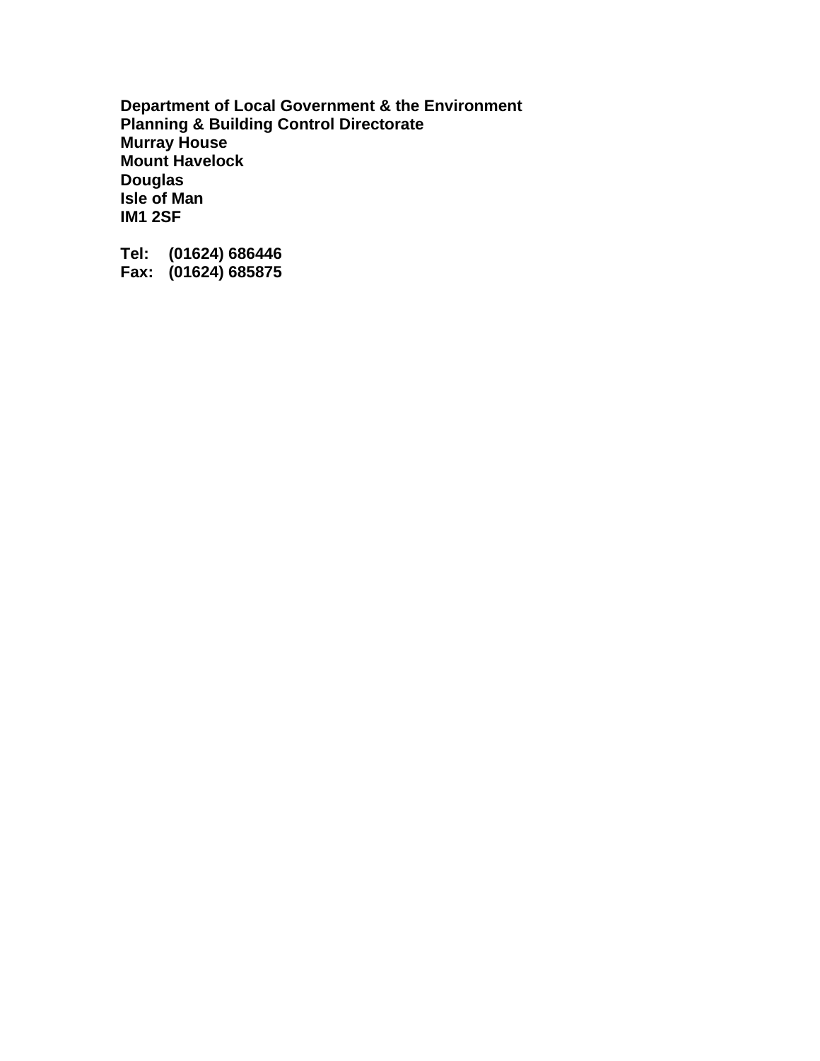**Department of Local Government & the Environment**
**Planning & Building Control Directorate**
**Murray House**
**Mount Havelock**
**Douglas**
**Isle of Man**
**IM1 2SF**

**Tel: (01624) 686446**
**Fax: (01624) 685875**